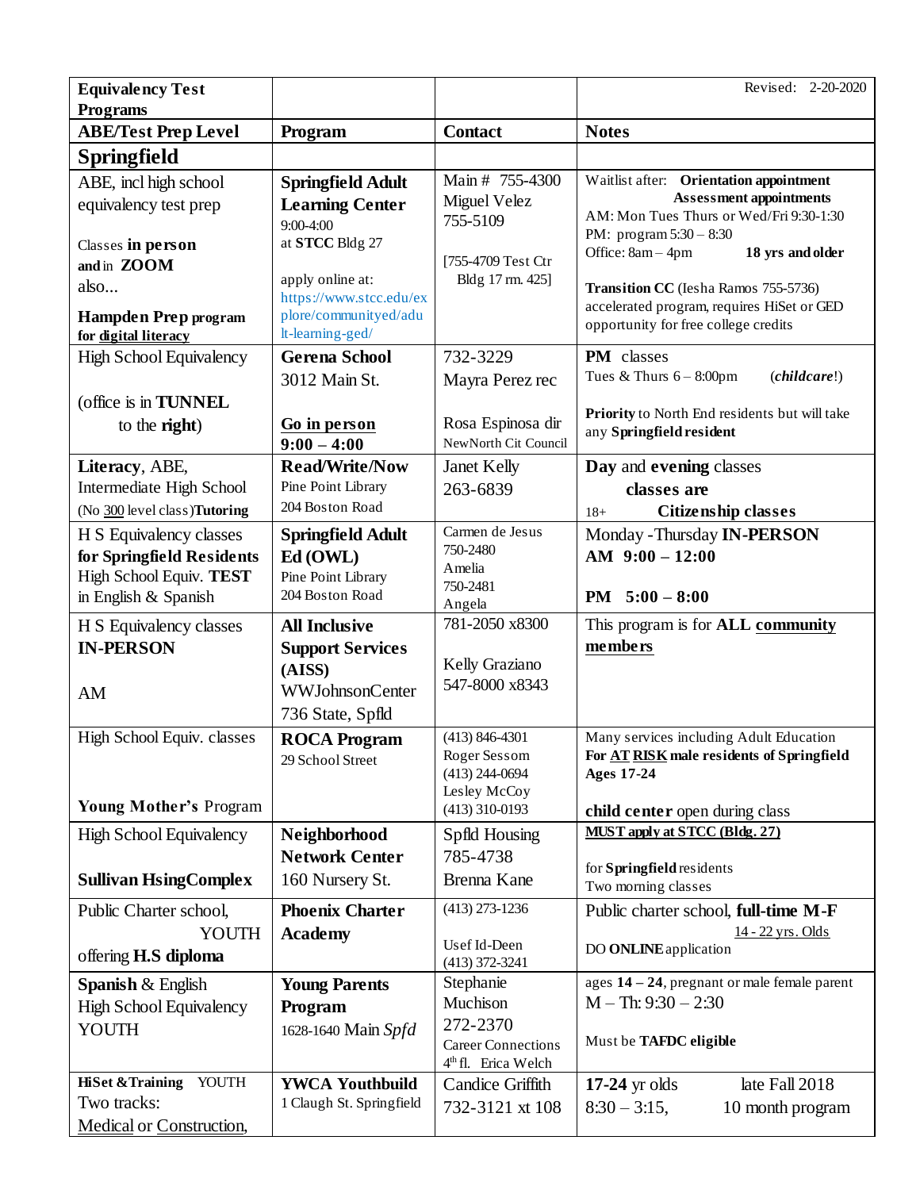| Equivalency Test Programs | | | Revised: 2-20-2020 |
|---|---|---|---|
| **ABE/Test Prep Level** | **Program** | **Contact** | **Notes** |
| **Springfield** | | | |
| ABE, incl high school equivalency test prep<br><br>Classes **in person** and in **ZOOM** also...<br><br>**Hampden Prep program for <u>digital literacy</u>** | **Springfield Adult Learning Center**<br>9:00-4:00<br>at **STCC** Bldg 27<br><br>apply online at: https://www.stcc.edu/explore/communityed/adult-learning-ged/ | Main # 755-4300<br>Miguel Velez<br>755-5109<br><br>[755-4709 Test Ctr Bldg 17 rm. 425] | Waitlist after: **Orientation appointment**<br>**Assessment appointments**<br>AM: Mon Tues Thurs or Wed/Fri 9:30-1:30<br>PM: program 5:30 – 8:30<br>Office: 8am – 4pm **18 yrs and older**<br><br>**Transition CC** (Iesha Ramos 755-5736) accelerated program, requires HiSet or GED opportunity for free college credits |
| High School Equivalency<br><br>(office is in **TUNNEL** to the **right**) | **Gerena School**<br>3012 Main St.<br><br>**<u>Go in person</u>**<br>**9:00 – 4:00** | 732-3229<br>Mayra Perez rec<br><br>Rosa Espinosa dir<br>NewNorth Cit Council | **PM** classes<br>Tues & Thurs 6 – 8:00pm (***childcare***!)<br><br>**Priority** to North End residents but will take any **Springfield resident** |
| **Literacy**, ABE, Intermediate High School (No <u>300</u> level class)**Tutoring** | **Read/Write/Now**<br>Pine Point Library<br>204 Boston Road | Janet Kelly<br>263-6839 | **Day** and **evening** classes<br>**classes are**<br>18+ **Citizenship classes** |
| H S Equivalency classes **for Springfield Residents**<br>High School Equiv. **TEST** in English & Spanish | **Springfield Adult Ed (OWL)**<br>Pine Point Library<br>204 Boston Road | Carmen de Jesus<br>750-2480<br>Amelia<br>750-2481<br>Angela | Monday -Thursday **IN-PERSON**<br>**AM 9:00 – 12:00**<br><br>**PM 5:00 – 8:00** |
| H S Equivalency classes **IN-PERSON**<br><br>AM | **All Inclusive Support Services (AISS)**<br>WWJohnsonCenter<br>736 State, Spfld | 781-2050 x8300<br><br>Kelly Graziano<br>547-8000 x8343 | This program is for **ALL <u>community members</u>** |
| High School Equiv. classes<br><br><br>**Young Mother's** Program | **ROCA Program**<br>29 School Street | (413) 846-4301<br>Roger Sessom<br>(413) 244-0694<br>Lesley McCoy<br>(413) 310-0193 | Many services including Adult Education<br>**For <u>AT RISK</u> male residents of Springfield Ages 17-24**<br><br>**child center** open during class |
| High School Equivalency<br><br>**Sullivan HsingComplex** | **Neighborhood Network Center**<br>160 Nursery St. | Spfld Housing<br>785-4738<br>Brenna Kane | **<u>MUST apply at STCC (Bldg. 27)</u>**<br><br>for **Springfield** residents<br>Two morning classes |
| Public Charter school, YOUTH offering **H.S diploma** | **Phoenix Charter Academy** | (413) 273-1236<br><br>Usef Id-Deen<br>(413) 372-3241 | Public charter school, **full-time M-F**<br><u>14 - 22 yrs. Olds</u><br>DO **ONLINE** application |
| **Spanish** & English High School Equivalency YOUTH | **Young Parents Program**<br>1628-1640 Main *Spfd* | Stephanie Muchison<br>272-2370<br>Career Connections<br>4th fl. Erica Welch | ages **14 – 24**, pregnant or male female parent<br>M – Th: 9:30 – 2:30<br><br>Must be **TAFDC eligible** |
| **HiSet &Training** YOUTH<br>Two tracks:<br><u>Medical</u> or <u>Construction</u>, | **YWCA Youthbuild**<br>1 Claugh St. Springfield | Candice Griffith<br>732-3121 xt 108 | **17-24** yr olds late Fall 2018<br>8:30 – 3:15, 10 month program |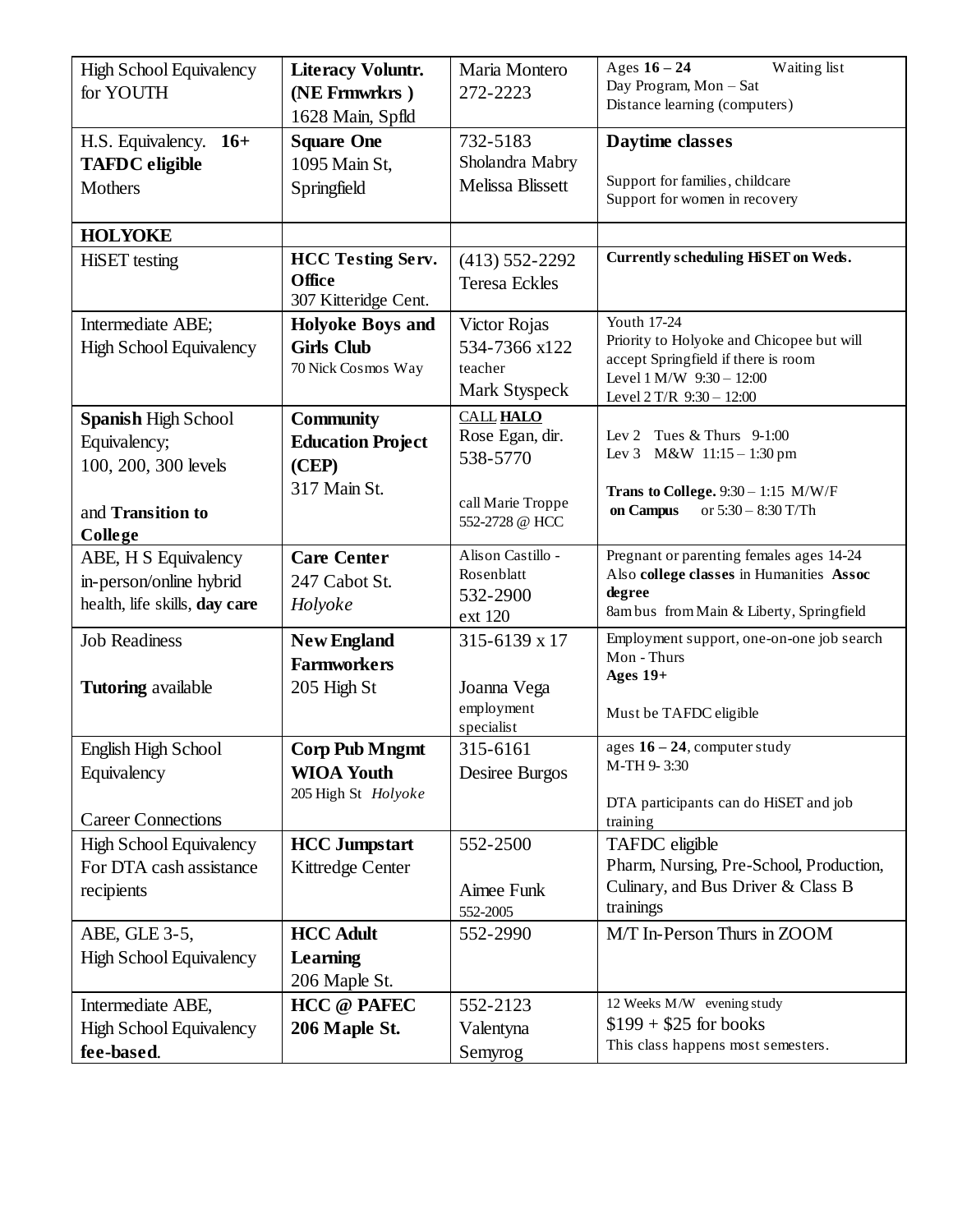| High School Equivalency for YOUTH | **Literacy Voluntr. (NE Frmwrkrs )** 1628 Main, Spfld | Maria Montero 272-2223 | Ages **16 – 24** Waiting list Day Program, Mon – Sat Distance learning (computers) |
|---|---|---|---|
| H.S. Equivalency. **16+** **TAFDC eligible** Mothers | **Square One** 1095 Main St, Springfield | 732-5183 Sholandra Mabry Melissa Blissett | **Daytime classes** Support for families, childcare Support for women in recovery |
| **HOLYOKE** | | | |
| HiSET testing | **HCC Testing Serv. Office** 307 Kitteridge Cent. | (413) 552-2292 Teresa Eckles | **Currently scheduling HiSET on Weds.** |
| Intermediate ABE; High School Equivalency | **Holyoke Boys and Girls Club** 70 Nick Cosmos Way | Victor Rojas 534-7366 x122 teacher Mark Styspeck | Youth 17-24 Priority to Holyoke and Chicopee but will accept Springfield if there is room Level 1 M/W 9:30 – 12:00 Level 2 T/R 9:30 – 12:00 |
| **Spanish** High School Equivalency; 100, 200, 300 levels and **Transition to College** | **Community Education Project (CEP)** 317 Main St. | CALL **HALO** Rose Egan, dir. 538-5770 call Marie Troppe 552-2728 @ HCC | Lev 2 Tues & Thurs 9-1:00 Lev 3 M&W 11:15 – 1:30 pm **Trans to College.** 9:30 – 1:15 M/W/F **on Campus** or 5:30 – 8:30 T/Th |
| ABE, H S Equivalency in-person/online hybrid health, life skills, **day care** | **Care Center** 247 Cabot St. *Holyoke* | Alison Castillo - Rosenblatt 532-2900 ext 120 | Pregnant or parenting females ages 14-24 Also **college classes** in Humanities **Assoc degree** 8am bus from Main & Liberty, Springfield |
| Job Readiness **Tutoring** available | **New England Farmworkers** 205 High St | 315-6139 x 17 Joanna Vega employment specialist | Employment support, one-on-one job search Mon - Thurs **Ages 19+** Must be TAFDC eligible |
| English High School Equivalency Career Connections | **Corp Pub Mngmt WIOA Youth** 205 High St *Holyoke* | 315-6161 Desiree Burgos | ages **16 – 24**, computer study M-TH 9- 3:30 DTA participants can do HiSET and job training |
| High School Equivalency For DTA cash assistance recipients | **HCC Jumpstart** Kittredge Center | 552-2500 Aimee Funk 552-2005 | TAFDC eligible Pharm, Nursing, Pre-School, Production, Culinary, and Bus Driver & Class B trainings |
| ABE, GLE 3-5, High School Equivalency | **HCC Adult Learning** 206 Maple St. | 552-2990 | M/T In-Person Thurs in ZOOM |
| Intermediate ABE, High School Equivalency **fee-based**. | **HCC @ PAFEC 206 Maple St.** | 552-2123 Valentyna Semyrog | 12 Weeks M/W evening study $199 + $25 for books This class happens most semesters. |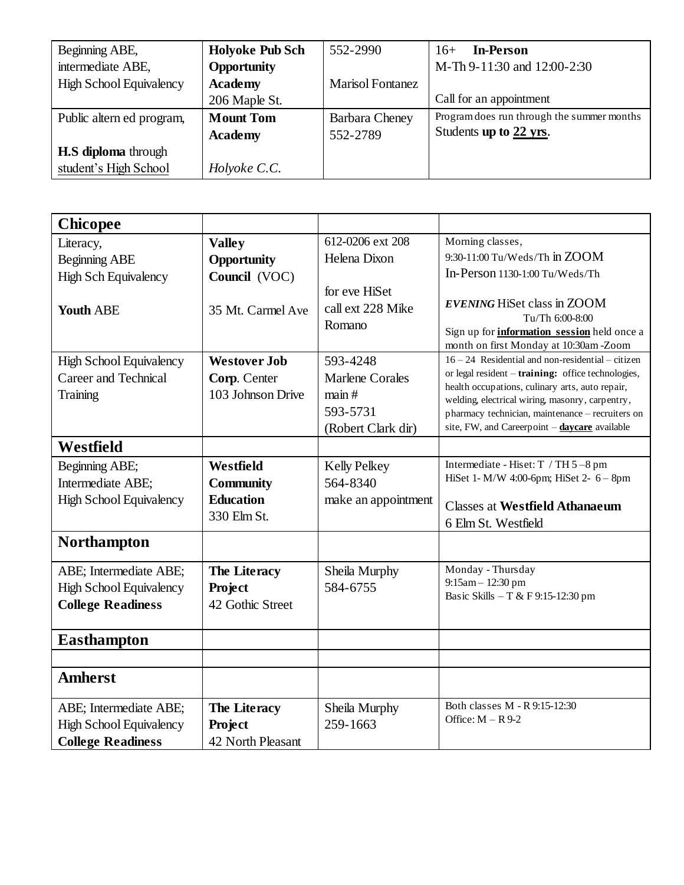| Beginning ABE, intermediate ABE, High School Equivalency | **Holyoke Pub Sch Opportunity Academy** 206 Maple St. | 552-2990<br><br>Marisol Fontanez | 16+ **In-Person**<br>M-Th 9-11:30 and 12:00-2:30<br><br>Call for an appointment |
|---|---|---|---|
| Public altern ed program,<br><br>**H.S diploma** through student's High School | **Mount Tom Academy**<br><br>*Holyoke C.C.* | Barbara Cheney<br>552-2789 | Program does run through the summer months<br>Students **up to 22 yrs**. |

| **Chicopee** | | | |
|---|---|---|---|
| Literacy,<br>Beginning ABE<br>High Sch Equivalency<br><br>**Youth** ABE | **Valley Opportunity Council** (VOC)<br><br>35 Mt. Carmel Ave | 612-0206 ext 208<br>Helena Dixon<br><br>for eve HiSet call ext 228 Mike Romano | Morning classes,<br>9:30-11:00 Tu/Weds/Th in ZOOM<br>In-Person 1130-1:00 Tu/Weds/Th<br><br>***EVENING*** HiSet class in ZOOM<br>Tu/Th 6:00-8:00<br>Sign up for **information session** held once a month on first Monday at 10:30am -Zoom |
| High School Equivalency<br>Career and Technical Training | **Westover Job Corp**. Center<br>103 Johnson Drive | 593-4248<br>Marlene Corales<br>main #<br>593-5731<br>(Robert Clark dir) | 16 – 24 Residential and non-residential – citizen or legal resident – **training:** office technologies, health occupations, culinary arts, auto repair, welding, electrical wiring, masonry, carpentry, pharmacy technician, maintenance – recruiters on site, FW, and Careerpoint – **daycare** available |
| **Westfield** | | | |
| Beginning ABE;<br>Intermediate ABE;<br>High School Equivalency | **Westfield Community Education**<br>330 Elm St. | Kelly Pelkey<br>564-8340<br>make an appointment | Intermediate - Hiset: T / TH 5 – 8 pm<br>HiSet 1- M/W 4:00-6pm; HiSet 2- 6 – 8pm<br><br>Classes at **Westfield Athanaeum**<br>6 Elm St. Westfield |
| **Northampton** | | | |
| ABE; Intermediate ABE;<br>High School Equivalency<br>**College Readiness** | **The Literacy Project**<br>42 Gothic Street | Sheila Murphy<br>584-6755 | Monday - Thursday<br>9:15am – 12:30 pm<br>Basic Skills – T & F 9:15-12:30 pm |
| **Easthampton** | | | |
| | | | |
| **Amherst** | | | |
| ABE; Intermediate ABE;<br>High School Equivalency<br>**College Readiness** | **The Literacy Project**<br>42 North Pleasant | Sheila Murphy<br>259-1663 | Both classes M - R 9:15-12:30<br>Office: M – R 9-2 |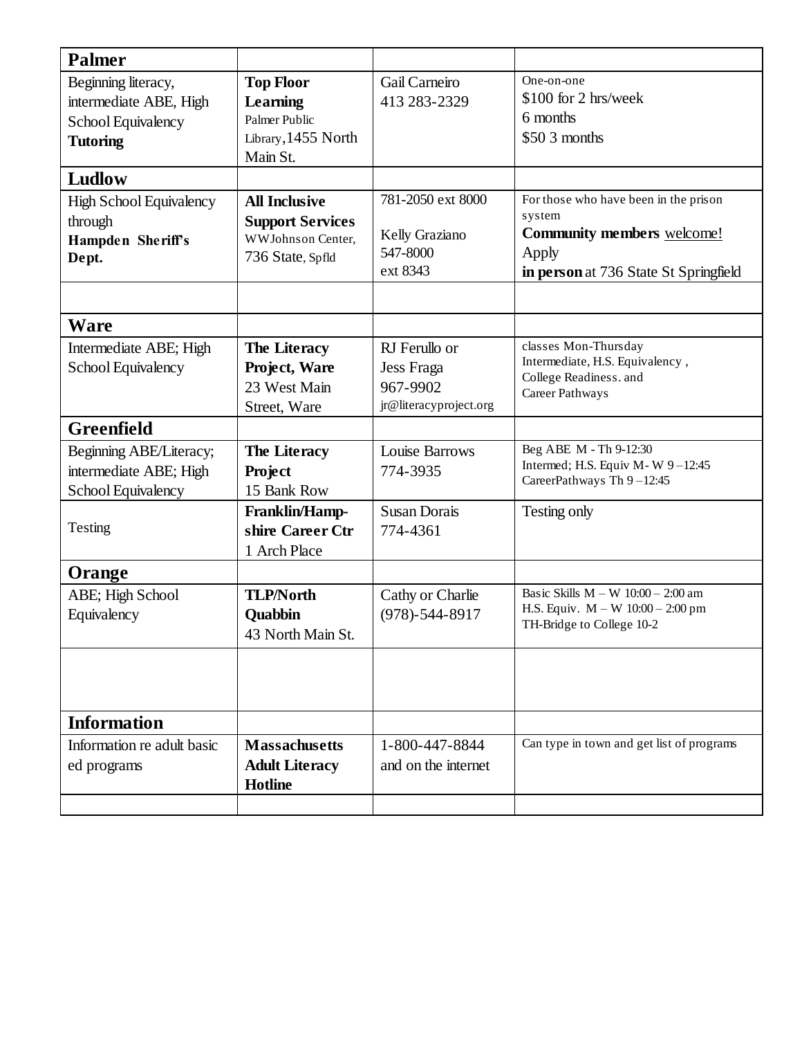| | | | |
|---|---|---|---|
| **Palmer** | | | |
| Beginning literacy, intermediate ABE, High School Equivalency **Tutoring** | **Top Floor Learning** Palmer Public Library,1455 North Main St. | Gail Carneiro 413 283-2329 | One-on-one $100 for 2 hrs/week 6 months $50 3 months |
| **Ludlow** | | | |
| High School Equivalency through **Hampden Sheriff's Dept.** | **All Inclusive Support Services** WWJohnson Center, 736 State, Spfld | 781-2050 ext 8000 Kelly Graziano 547-8000 ext 8343 | For those who have been in the prison system **Community members** welcome! Apply **in person** at 736 State St Springfield |
| | | | |
| **Ware** | | | |
| Intermediate ABE; High School Equivalency | **The Literacy Project, Ware** 23 West Main Street, Ware | RJ Ferullo or Jess Fraga 967-9902 jr@literacyproject.org | classes Mon-Thursday Intermediate, H.S. Equivalency , College Readiness. and Career Pathways |
| **Greenfield** | | | |
| Beginning ABE/Literacy; intermediate ABE; High School Equivalency | **The Literacy Project** 15 Bank Row | Louise Barrows 774-3935 | Beg ABE M - Th 9-12:30 Intermed; H.S. Equiv M- W 9 –12:45 CareerPathways Th 9 –12:45 |
| Testing | **Franklin/Hampshire Career Ctr** 1 Arch Place | Susan Dorais 774-4361 | Testing only |
| **Orange** | | | |
| ABE; High School Equivalency | **TLP/North Quabbin** 43 North Main St. | Cathy or Charlie (978)-544-8917 | Basic Skills M – W 10:00 – 2:00 am H.S. Equiv. M – W 10:00 – 2:00 pm TH-Bridge to College 10-2 |
| | | | |
| **Information** | | | |
| Information re adult basic ed programs | **Massachusetts Adult Literacy Hotline** | 1-800-447-8844 and on the internet | Can type in town and get list of programs |
| | | | |